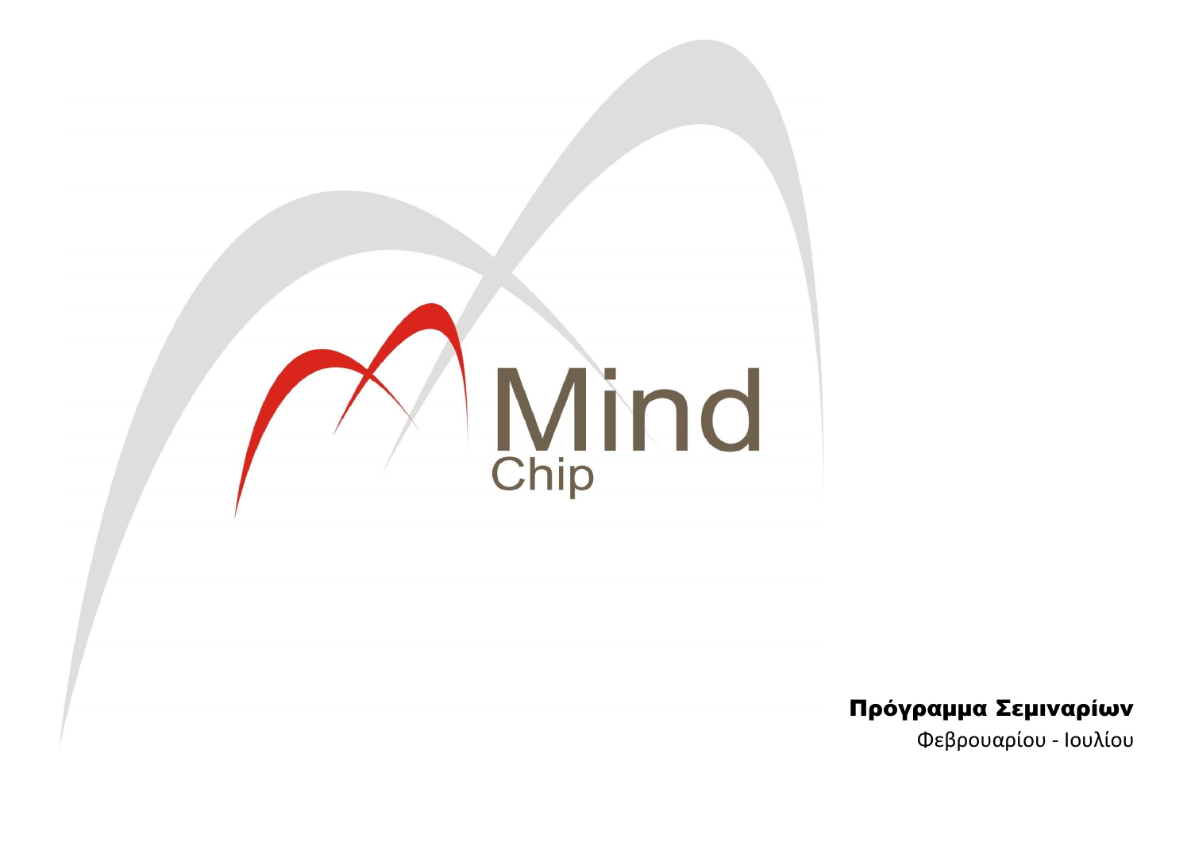Mind
Chip

**Πρόγραμμα Σεμιναρίων**

Φεβρουαρίου - Ιουλίου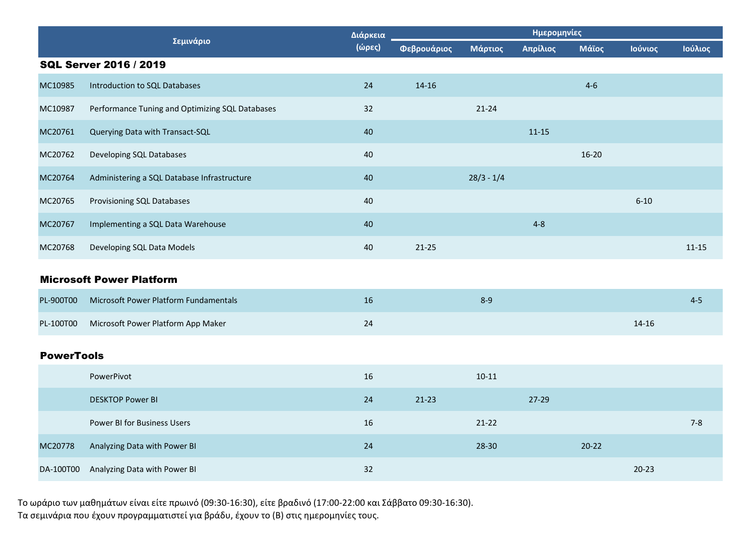| Σεμινάριο | | Διάρκεια (ώρες) | Ημερομηνίες | | | | | |
|---|---|---|---|---|---|---|---|---|
| | | | Φεβρουάριος | Μάρτιος | Απρίλιος | Μάϊος | Ιούνιος | Ιούλιος |
| **SQL Server 2016 / 2019** | | | | | | | | |
| MC10985 | Introduction to SQL Databases | 24 | 14-16 | | | 4-6 | | |
| MC10987 | Performance Tuning and Optimizing SQL Databases | 32 | | 21-24 | | | | |
| MC20761 | Querying Data with Transact-SQL | 40 | | | 11-15 | | | |
| MC20762 | Developing SQL Databases | 40 | | | | 16-20 | | |
| MC20764 | Administering a SQL Database Infrastructure | 40 | | 28/3 - 1/4 | | | | |
| MC20765 | Provisioning SQL Databases | 40 | | | | | 6-10 | |
| MC20767 | Implementing a SQL Data Warehouse | 40 | | | 4-8 | | | |
| MC20768 | Developing SQL Data Models | 40 | 21-25 | | | | | 11-15 |
| **Microsoft Power Platform** | | | | | | | | |
| PL-900T00 | Microsoft Power Platform Fundamentals | 16 | | 8-9 | | | | 4-5 |
| PL-100T00 | Microsoft Power Platform App Maker | 24 | | | | | 14-16 | |
| **PowerTools** | | | | | | | | |
| | PowerPivot | 16 | | 10-11 | | | | |
| | DESKTOP Power BI | 24 | 21-23 | | 27-29 | | | |
| | Power BI for Business Users | 16 | | 21-22 | | | | 7-8 |
| MC20778 | Analyzing Data with Power BI | 24 | | 28-30 | | 20-22 | | |
| DA-100T00 | Analyzing Data with Power BI | 32 | | | | | 20-23 | |

Το ωράριο των μαθημάτων είναι είτε πρωινό (09:30-16:30), είτε βραδινό (17:00-22:00 και Σάββατο 09:30-16:30).
Τα σεμινάρια που έχουν προγραμματιστεί για βράδυ, έχουν το (Β) στις ημερομηνίες τους.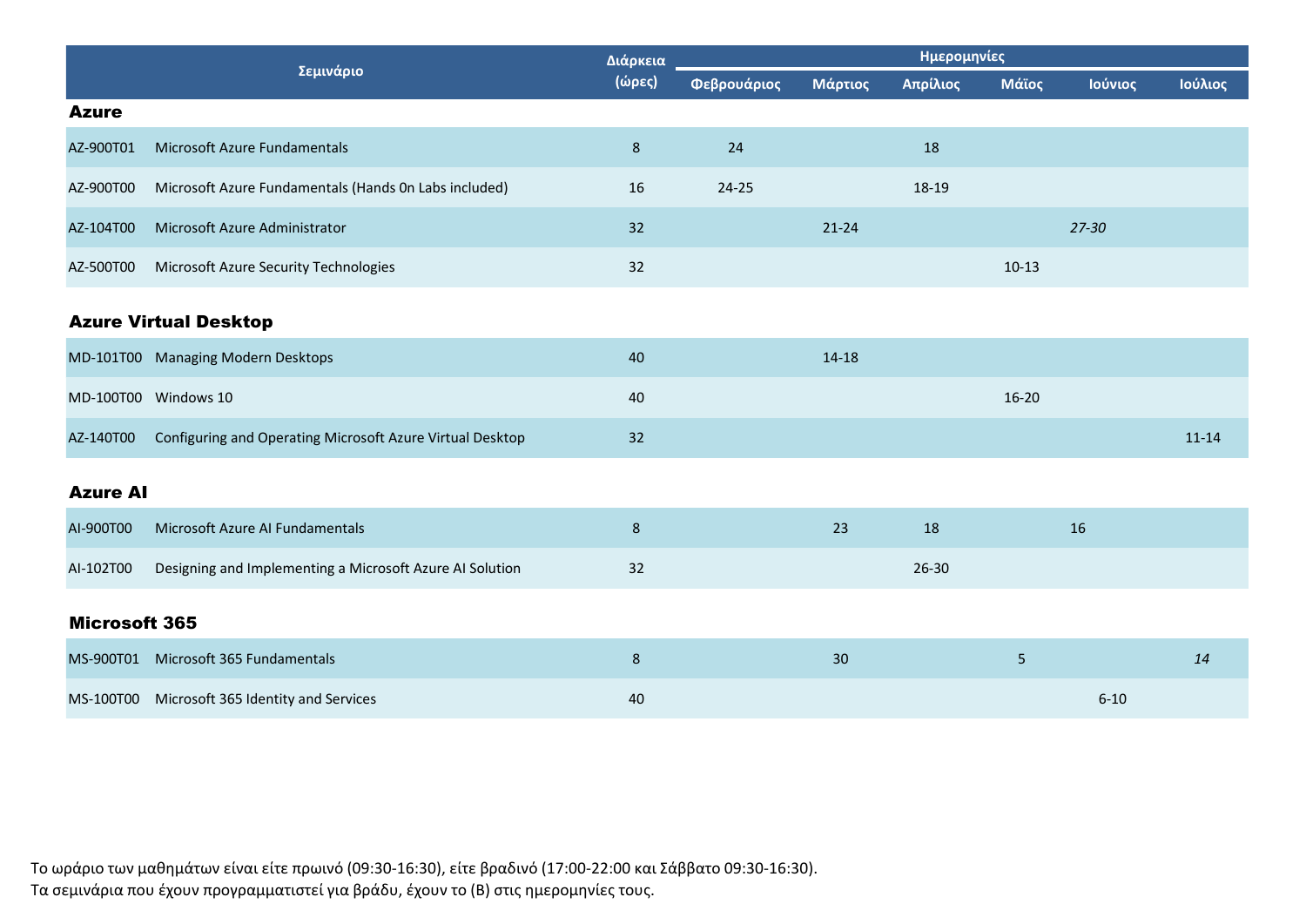| Σεμινάριο | | Διάρκεια (ώρες) | Ημερομηνίες | | | | | |
|---|---|---|---|---|---|---|---|---|
| | | | Φεβρουάριος | Μάρτιος | Απρίλιος | Μάϊος | Ιούνιος | Ιούλιος |
| **Azure** | | | | | | | | |
| AZ-900T01 | Microsoft Azure Fundamentals | 8 | 24 | | 18 | | | |
| AZ-900T00 | Microsoft Azure Fundamentals (Hands 0n Labs included) | 16 | 24-25 | | 18-19 | | | |
| AZ-104T00 | Microsoft Azure Administrator | 32 | | 21-24 | | | *27-30* | |
| AZ-500T00 | Microsoft Azure Security Technologies | 32 | | | | 10-13 | | |
| **Azure Virtual Desktop** | | | | | | | | |
| MD-101T00 | Managing Modern Desktops | 40 | | 14-18 | | | | |
| MD-100T00 | Windows 10 | 40 | | | | 16-20 | | |
| AZ-140T00 | Configuring and Operating Microsoft Azure Virtual Desktop | 32 | | | | | | 11-14 |
| **Azure AI** | | | | | | | | |
| AI-900T00 | Microsoft Azure AI Fundamentals | 8 | | 23 | 18 | | 16 | |
| AI-102T00 | Designing and Implementing a Microsoft Azure AI Solution | 32 | | | 26-30 | | | |
| **Microsoft 365** | | | | | | | | |
| MS-900T01 | Microsoft 365 Fundamentals | 8 | | 30 | | 5 | | *14* |
| MS-100T00 | Microsoft 365 Identity and Services | 40 | | | | | 6-10 | |

Το ωράριο των μαθημάτων είναι είτε πρωινό (09:30-16:30), είτε βραδινό (17:00-22:00 και Σάββατο 09:30-16:30).
Τα σεμινάρια που έχουν προγραμματιστεί για βράδυ, έχουν το (Β) στις ημερομηνίες τους.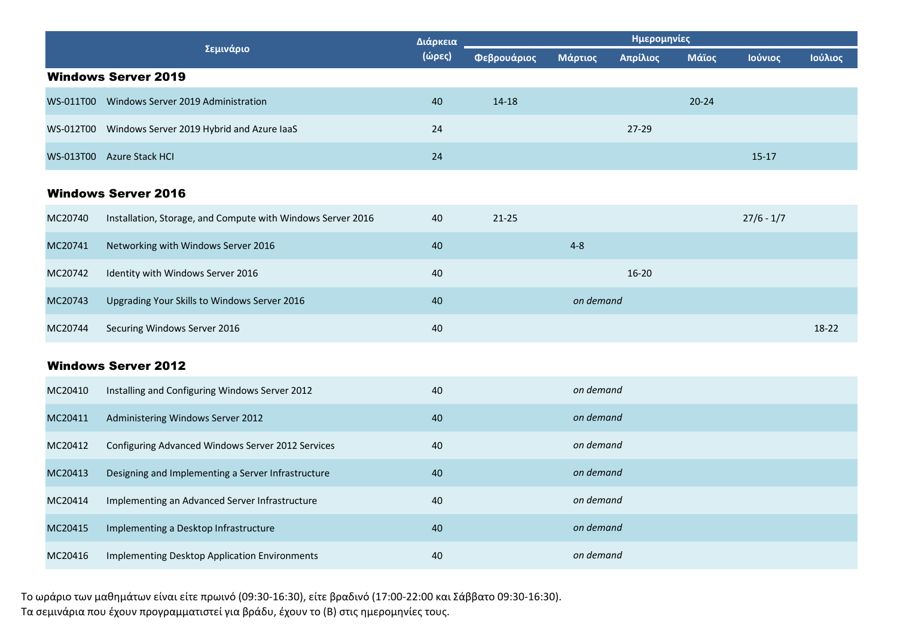| Σεμινάριο | | Διάρκεια (ώρες) | Ημερομηνίες | | | | | |
|---|---|---|---|---|---|---|---|---|
| | | | Φεβρουάριος | Μάρτιος | Απρίλιος | Μάϊος | Ιούνιος | Ιούλιος |
| **Windows Server 2019** | | | | | | | | |
| WS-011T00 | Windows Server 2019 Administration | 40 | 14-18 | | | 20-24 | | |
| WS-012T00 | Windows Server 2019 Hybrid and Azure IaaS | 24 | | | 27-29 | | | |
| WS-013T00 | Azure Stack HCI | 24 | | | | | 15-17 | |
| **Windows Server 2016** | | | | | | | | |
| MC20740 | Installation, Storage, and Compute with Windows Server 2016 | 40 | 21-25 | | | | 27/6 - 1/7 | |
| MC20741 | Networking with Windows Server 2016 | 40 | | 4-8 | | | | |
| MC20742 | Identity with Windows Server 2016 | 40 | | | 16-20 | | | |
| MC20743 | Upgrading Your Skills to Windows Server 2016 | 40 | | *on demand* | | | | |
| MC20744 | Securing Windows Server 2016 | 40 | | | | | | 18-22 |
| **Windows Server 2012** | | | | | | | | |
| MC20410 | Installing and Configuring Windows Server 2012 | 40 | | *on demand* | | | | |
| MC20411 | Administering Windows Server 2012 | 40 | | *on demand* | | | | |
| MC20412 | Configuring Advanced Windows Server 2012 Services | 40 | | *on demand* | | | | |
| MC20413 | Designing and Implementing a Server Infrastructure | 40 | | *on demand* | | | | |
| MC20414 | Implementing an Advanced Server Infrastructure | 40 | | *on demand* | | | | |
| MC20415 | Implementing a Desktop Infrastructure | 40 | | *on demand* | | | | |
| MC20416 | Implementing Desktop Application Environments | 40 | | *on demand* | | | | |

Το ωράριο των μαθημάτων είναι είτε πρωινό (09:30-16:30), είτε βραδινό (17:00-22:00 και Σάββατο 09:30-16:30).
Τα σεμινάρια που έχουν προγραμματιστεί για βράδυ, έχουν το (Β) στις ημερομηνίες τους.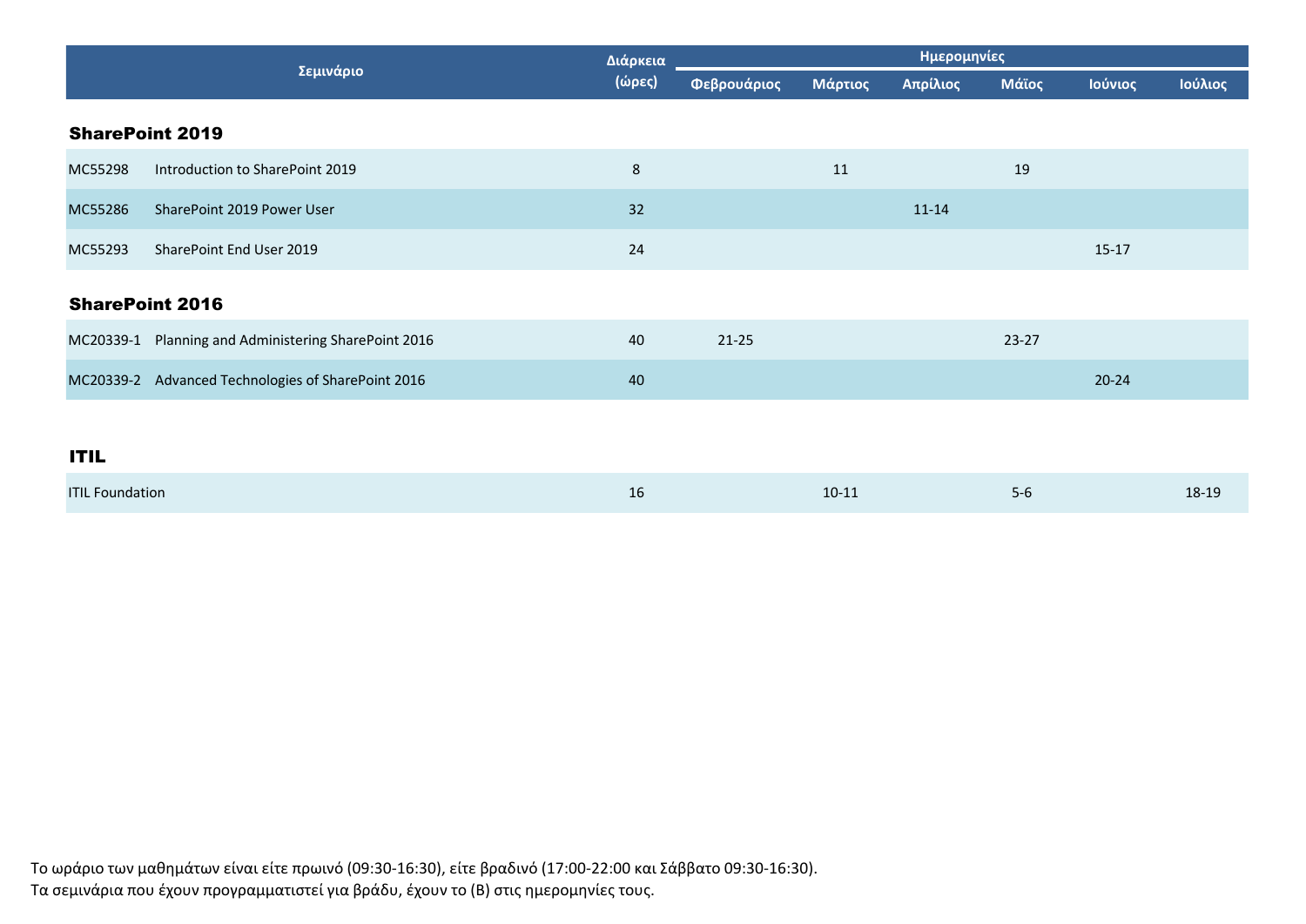| Σεμινάριο | | Διάρκεια (ώρες) | Ημερομηνίες | | | | | |
|---|---|---|---|---|---|---|---|---|
| | | | Φεβρουάριος | Μάρτιος | Απρίλιος | Μάϊος | Ιούνιος | Ιούλιος |
| **SharePoint 2019** | | | | | | | | |
| MC55298 | Introduction to SharePoint 2019 | 8 | | 11 | | 19 | | |
| MC55286 | SharePoint 2019 Power User | 32 | | | 11-14 | | | |
| MC55293 | SharePoint End User 2019 | 24 | | | | | 15-17 | |
| **SharePoint 2016** | | | | | | | | |
| MC20339-1 | Planning and Administering SharePoint 2016 | 40 | 21-25 | | | 23-27 | | |
| MC20339-2 | Advanced Technologies of SharePoint 2016 | 40 | | | | | 20-24 | |
| **ITIL** | | | | | | | | |
| ITIL Foundation | | 16 | | 10-11 | | 5-6 | | 18-19 |

Το ωράριο των μαθημάτων είναι είτε πρωινό (09:30-16:30), είτε βραδινό (17:00-22:00 και Σάββατο 09:30-16:30).
Τα σεμινάρια που έχουν προγραμματιστεί για βράδυ, έχουν το (Β) στις ημερομηνίες τους.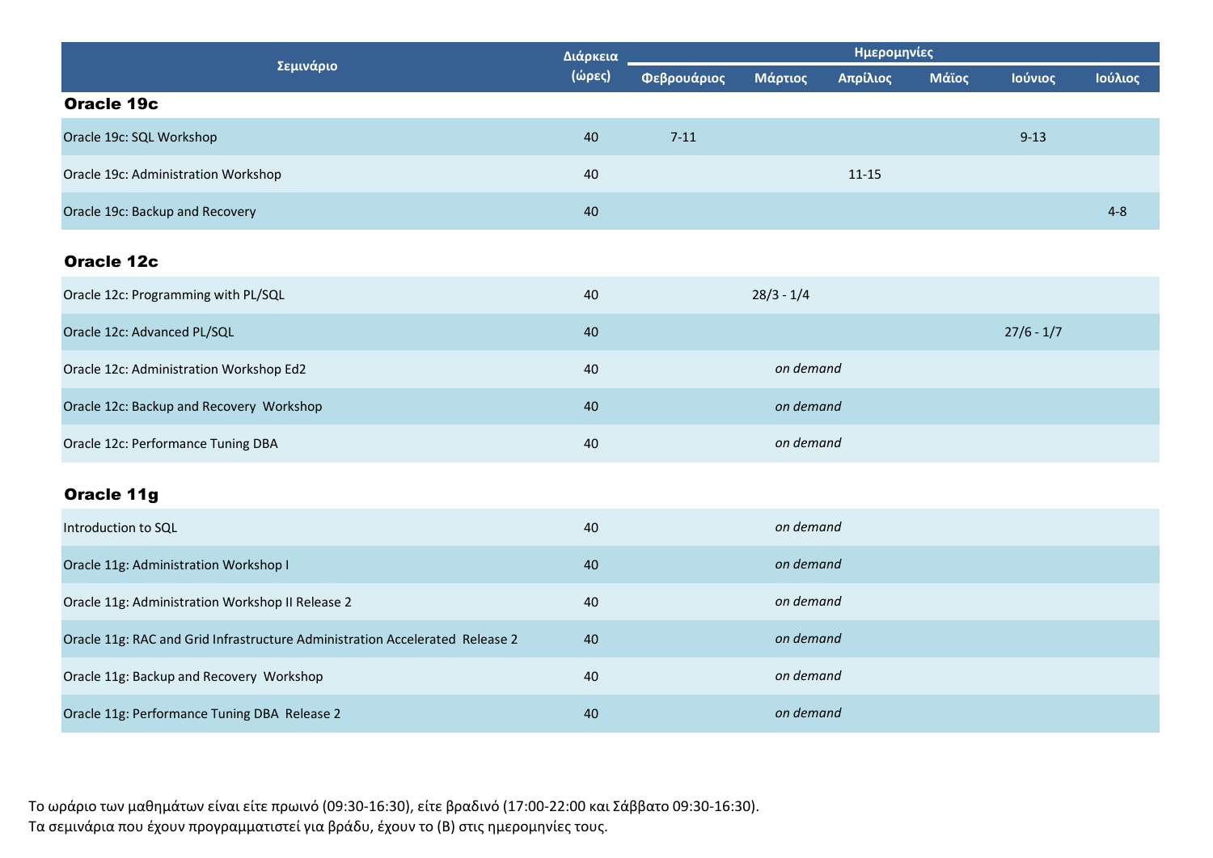| Σεμινάριο | Διάρκεια (ώρες) | Ημερομηνίες | | | | | |
|---|---|---|---|---|---|---|---|
| | | Φεβρουάριος | Μάρτιος | Απρίλιος | Μάϊος | Ιούνιος | Ιούλιος |
| **Oracle 19c** | | | | | | | |
| Oracle 19c: SQL Workshop | 40 | 7-11 | | | | 9-13 | |
| Oracle 19c: Administration Workshop | 40 | | | 11-15 | | | |
| Oracle 19c: Backup and Recovery | 40 | | | | | | 4-8 |
| **Oracle 12c** | | | | | | | |
| Oracle 12c: Programming with PL/SQL | 40 | | 28/3 - 1/4 | | | | |
| Oracle 12c: Advanced PL/SQL | 40 | | | | | 27/6 - 1/7 | |
| Oracle 12c: Administration Workshop Ed2 | 40 | | *on demand* | | | | |
| Oracle 12c: Backup and Recovery Workshop | 40 | | *on demand* | | | | |
| Oracle 12c: Performance Tuning DBA | 40 | | *on demand* | | | | |
| **Oracle 11g** | | | | | | | |
| Introduction to SQL | 40 | | *on demand* | | | | |
| Oracle 11g: Administration Workshop I | 40 | | *on demand* | | | | |
| Oracle 11g: Administration Workshop II Release 2 | 40 | | *on demand* | | | | |
| Oracle 11g: RAC and Grid Infrastructure Administration Accelerated Release 2 | 40 | | *on demand* | | | | |
| Oracle 11g: Backup and Recovery Workshop | 40 | | *on demand* | | | | |
| Oracle 11g: Performance Tuning DBA Release 2 | 40 | | *on demand* | | | | |

Το ωράριο των μαθημάτων είναι είτε πρωινό (09:30-16:30), είτε βραδινό (17:00-22:00 και Σάββατο 09:30-16:30).
Τα σεμινάρια που έχουν προγραμματιστεί για βράδυ, έχουν το (Β) στις ημερομηνίες τους.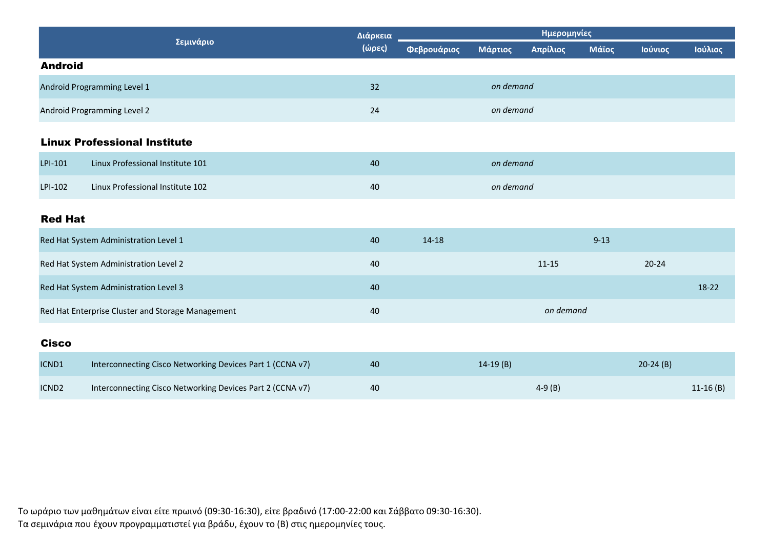| Σεμινάριο | | Διάρκεια (ώρες) | Ημερομηνίες | | | | | |
|---|---|---|---|---|---|---|---|---|
| | | | Φεβρουάριος | Μάρτιος | Απρίλιος | Μάϊος | Ιούνιος | Ιούλιος |
| **Android** | | | | | | | | |
| Android Programming Level 1 | | 32 | | *on demand* | | | | |
| Android Programming Level 2 | | 24 | | *on demand* | | | | |
| **Linux Professional Institute** | | | | | | | | |
| LPI-101 | Linux Professional Institute 101 | 40 | | *on demand* | | | | |
| LPI-102 | Linux Professional Institute 102 | 40 | | *on demand* | | | | |
| **Red Hat** | | | | | | | | |
| Red Hat System Administration Level 1 | | 40 | 14-18 | | | 9-13 | | |
| Red Hat System Administration Level 2 | | 40 | | | 11-15 | | 20-24 | |
| Red Hat System Administration Level 3 | | 40 | | | | | | 18-22 |
| Red Hat Enterprise Cluster and Storage Management | | 40 | | | *on demand* | | | |
| **Cisco** | | | | | | | | |
| ICND1 | Interconnecting Cisco Networking Devices Part 1 (CCNA v7) | 40 | | 14-19 (B) | | | 20-24 (B) | |
| ICND2 | Interconnecting Cisco Networking Devices Part 2 (CCNA v7) | 40 | | | 4-9 (B) | | | 11-16 (B) |

Το ωράριο των μαθημάτων είναι είτε πρωινό (09:30-16:30), είτε βραδινό (17:00-22:00 και Σάββατο 09:30-16:30).
Τα σεμινάρια που έχουν προγραμματιστεί για βράδυ, έχουν το (B) στις ημερομηνίες τους.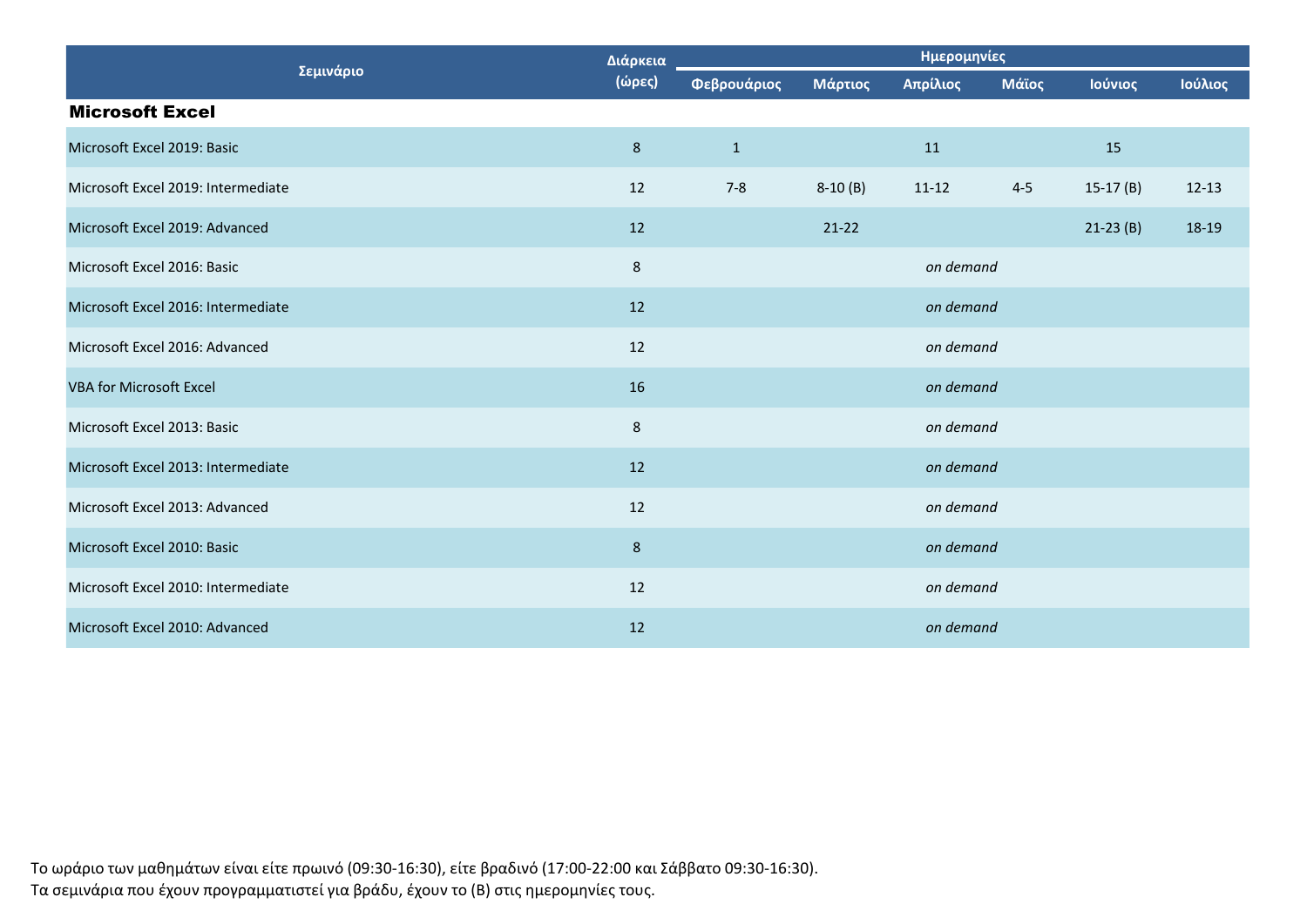| Σεμινάριο | Διάρκεια (ώρες) | Ημερομηνίες | | | | | |
|---|---|---|---|---|---|---|---|
| | | Φεβρουάριος | Μάρτιος | Απρίλιος | Μάϊος | Ιούνιος | Ιούλιος |
| **Microsoft Excel** | | | | | | | |
| Microsoft Excel 2019: Basic | 8 | 1 | | 11 | | 15 | |
| Microsoft Excel 2019: Intermediate | 12 | 7-8 | 8-10 (B) | 11-12 | 4-5 | 15-17 (B) | 12-13 |
| Microsoft Excel 2019: Advanced | 12 | | 21-22 | | | 21-23 (B) | 18-19 |
| Microsoft Excel 2016: Basic | 8 | *on demand* | | | | | |
| Microsoft Excel 2016: Intermediate | 12 | *on demand* | | | | | |
| Microsoft Excel 2016: Advanced | 12 | *on demand* | | | | | |
| VBA for Microsoft Excel | 16 | *on demand* | | | | | |
| Microsoft Excel 2013: Basic | 8 | *on demand* | | | | | |
| Microsoft Excel 2013: Intermediate | 12 | *on demand* | | | | | |
| Microsoft Excel 2013: Advanced | 12 | *on demand* | | | | | |
| Microsoft Excel 2010: Basic | 8 | *on demand* | | | | | |
| Microsoft Excel 2010: Intermediate | 12 | *on demand* | | | | | |
| Microsoft Excel 2010: Advanced | 12 | *on demand* | | | | | |

Το ωράριο των μαθημάτων είναι είτε πρωινό (09:30-16:30), είτε βραδινό (17:00-22:00 και Σάββατο 09:30-16:30).
Τα σεμινάρια που έχουν προγραμματιστεί για βράδυ, έχουν το (B) στις ημερομηνίες τους.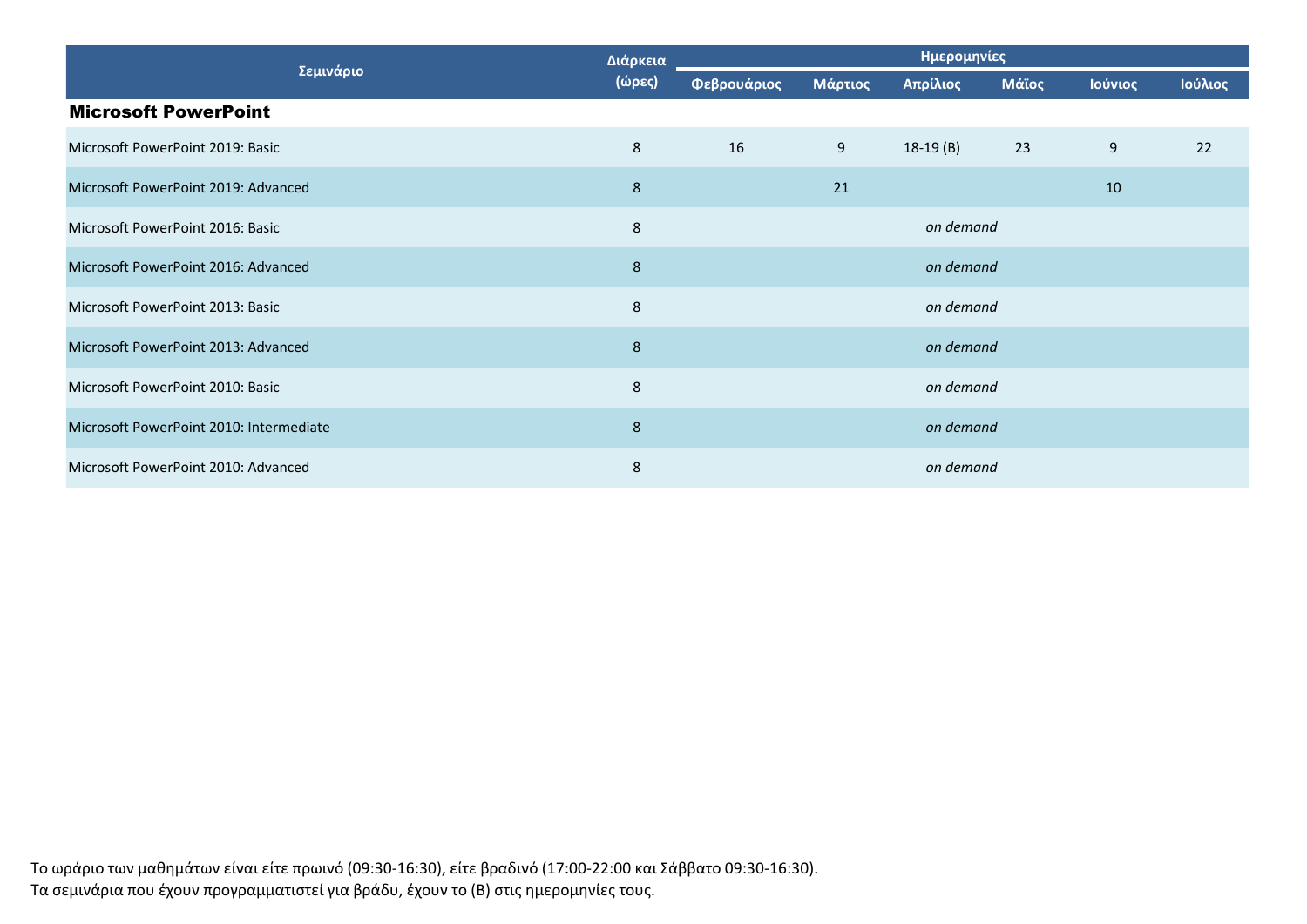| Σεμινάριο | Διάρκεια (ώρες) | Ημερομηνίες | | | | | |
|---|---|---|---|---|---|---|---|
| | | Φεβρουάριος | Μάρτιος | Απρίλιος | Μάϊος | Ιούνιος | Ιούλιος |
| **Microsoft PowerPoint** | | | | | | | |
| Microsoft PowerPoint 2019: Basic | 8 | 16 | 9 | 18-19 (B) | 23 | 9 | 22 |
| Microsoft PowerPoint 2019: Advanced | 8 | | 21 | | | 10 | |
| Microsoft PowerPoint 2016: Basic | 8 | *on demand* | | | | | |
| Microsoft PowerPoint 2016: Advanced | 8 | *on demand* | | | | | |
| Microsoft PowerPoint 2013: Basic | 8 | *on demand* | | | | | |
| Microsoft PowerPoint 2013: Advanced | 8 | *on demand* | | | | | |
| Microsoft PowerPoint 2010: Basic | 8 | *on demand* | | | | | |
| Microsoft PowerPoint 2010: Intermediate | 8 | *on demand* | | | | | |
| Microsoft PowerPoint 2010: Advanced | 8 | *on demand* | | | | | |

Το ωράριο των μαθημάτων είναι είτε πρωινό (09:30-16:30), είτε βραδινό (17:00-22:00 και Σάββατο 09:30-16:30).
Τα σεμινάρια που έχουν προγραμματιστεί για βράδυ, έχουν το (B) στις ημερομηνίες τους.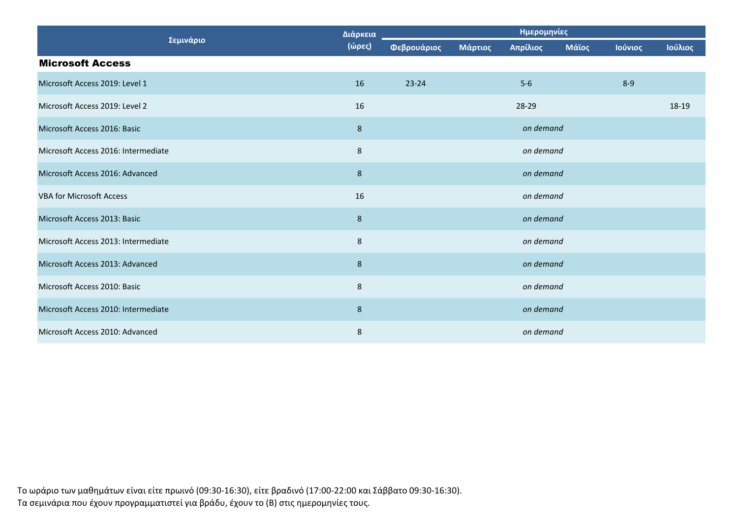| Σεμινάριο | Διάρκεια (ώρες) | Ημερομηνίες | | | | | |
|---|---|---|---|---|---|---|---|
| | | Φεβρουάριος | Μάρτιος | Απρίλιος | Μάϊος | Ιούνιος | Ιούλιος |
| **Microsoft Access** | | | | | | | |
| Microsoft Access 2019: Level 1 | 16 | 23-24 | | 5-6 | | 8-9 | |
| Microsoft Access 2019: Level 2 | 16 | | | 28-29 | | | 18-19 |
| Microsoft Access 2016: Basic | 8 | | | *on demand* | | | |
| Microsoft Access 2016: Intermediate | 8 | | | *on demand* | | | |
| Microsoft Access 2016: Advanced | 8 | | | *on demand* | | | |
| VBA for Microsoft Access | 16 | | | *on demand* | | | |
| Microsoft Access 2013: Basic | 8 | | | *on demand* | | | |
| Microsoft Access 2013: Intermediate | 8 | | | *on demand* | | | |
| Microsoft Access 2013: Advanced | 8 | | | *on demand* | | | |
| Microsoft Access 2010: Basic | 8 | | | *on demand* | | | |
| Microsoft Access 2010: Intermediate | 8 | | | *on demand* | | | |
| Microsoft Access 2010: Advanced | 8 | | | *on demand* | | | |

Το ωράριο των μαθημάτων είναι είτε πρωινό (09:30-16:30), είτε βραδινό (17:00-22:00 και Σάββατο 09:30-16:30).
Τα σεμινάρια που έχουν προγραμματιστεί για βράδυ, έχουν το (Β) στις ημερομηνίες τους.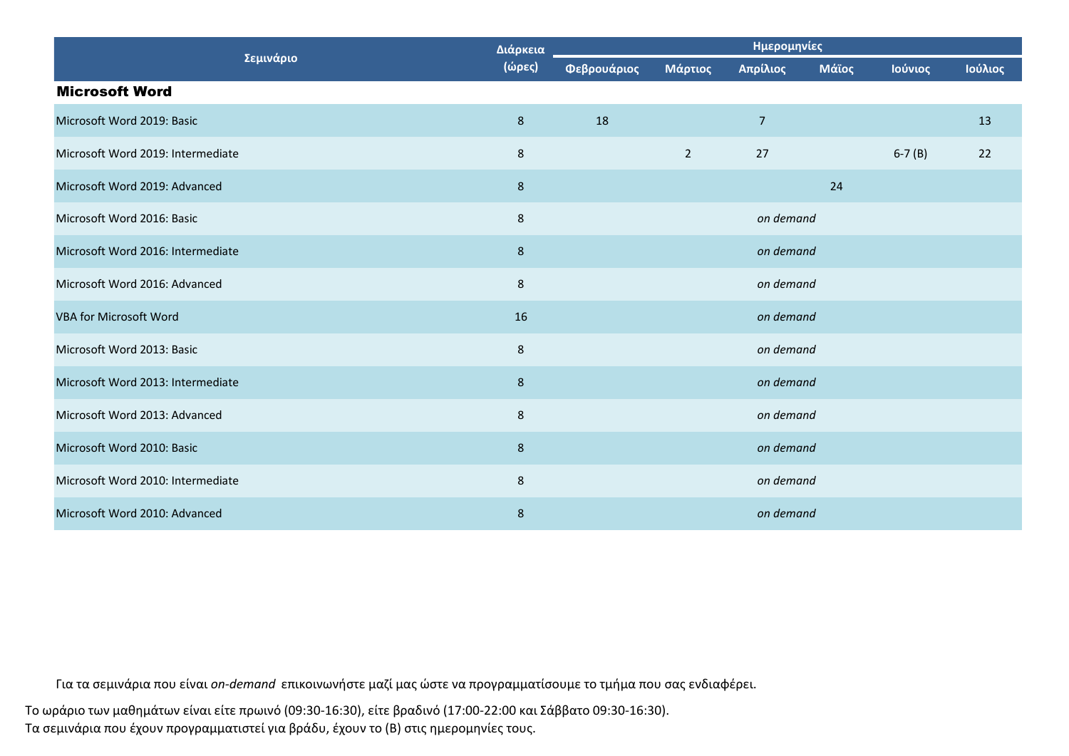| Σεμινάριο | Διάρκεια (ώρες) | Ημερομηνίες | | | | | |
|---|---|---|---|---|---|---|---|
| | | Φεβρουάριος | Μάρτιος | Απρίλιος | Μάϊος | Ιούνιος | Ιούλιος |
| **Microsoft Word** | | | | | | | |
| Microsoft Word 2019: Basic | 8 | 18 | | 7 | | | 13 |
| Microsoft Word 2019: Intermediate | 8 | | 2 | 27 | | 6-7 (B) | 22 |
| Microsoft Word 2019: Advanced | 8 | | | | 24 | | |
| Microsoft Word 2016: Basic | 8 | | | *on demand* | | | |
| Microsoft Word 2016: Intermediate | 8 | | | *on demand* | | | |
| Microsoft Word 2016: Advanced | 8 | | | *on demand* | | | |
| VBA for Microsoft Word | 16 | | | *on demand* | | | |
| Microsoft Word 2013: Basic | 8 | | | *on demand* | | | |
| Microsoft Word 2013: Intermediate | 8 | | | *on demand* | | | |
| Microsoft Word 2013: Advanced | 8 | | | *on demand* | | | |
| Microsoft Word 2010: Basic | 8 | | | *on demand* | | | |
| Microsoft Word 2010: Intermediate | 8 | | | *on demand* | | | |
| Microsoft Word 2010: Advanced | 8 | | | *on demand* | | | |

Για τα σεμινάρια που είναι *on-demand* επικοινωνήστε μαζί μας ώστε να προγραμματίσουμε το τμήμα που σας ενδιαφέρει.

Το ωράριο των μαθημάτων είναι είτε πρωινό (09:30-16:30), είτε βραδινό (17:00-22:00 και Σάββατο 09:30-16:30).
Τα σεμινάρια που έχουν προγραμματιστεί για βράδυ, έχουν το (B) στις ημερομηνίες τους.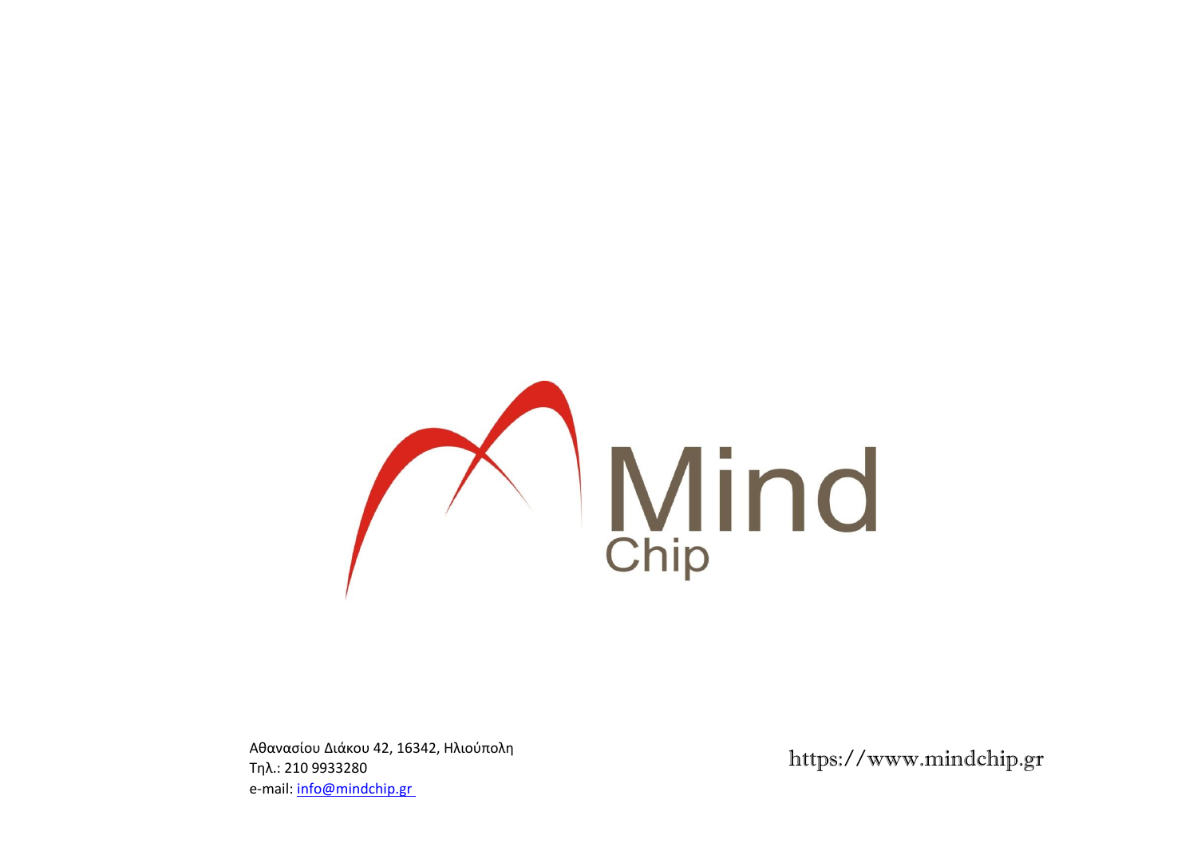Mind
Chip

Αθανασίου Διάκου 42, 16342, Ηλιούπολη
Τηλ.: 210 9933280
e-mail: info@mindchip.gr

https://www.mindchip.gr